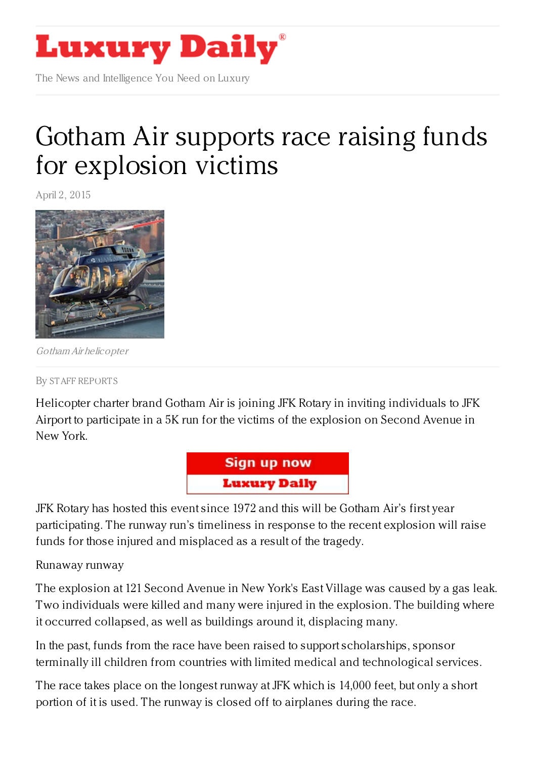Luxury Daily

The News and Intelligence You Need on Luxury

# Gotham Air supports race raising funds for explosion victims

April 2, 2015

*Gotham Air helicopter*

By STAFF REPORTS

Helicopter charter brand Gotham Air is joining JFK Rotary in inviting individuals to JFK Airport to participate in a 5K run for the victims of the explosion on Second Avenue in New York.

JFK Rotary has hosted this event since 1972 and this will be Gotham Air's first year participating. The runway run's timeliness in response to the recent explosion will raise funds for those injured and misplaced as a result of the tragedy.

Runaway runway

The explosion at 121 Second Avenue in New York's East Village was caused by a gas leak. Two individuals were killed and many were injured in the explosion. The building where it occurred collapsed, as well as buildings around it, displacing many.

In the past, funds from the race have been raised to support scholarships, sponsor terminally ill children from countries with limited medical and technological services.

The race takes place on the longest runway at JFK which is 14,000 feet, but only a short portion of it is used. The runway is closed off to airplanes during the race.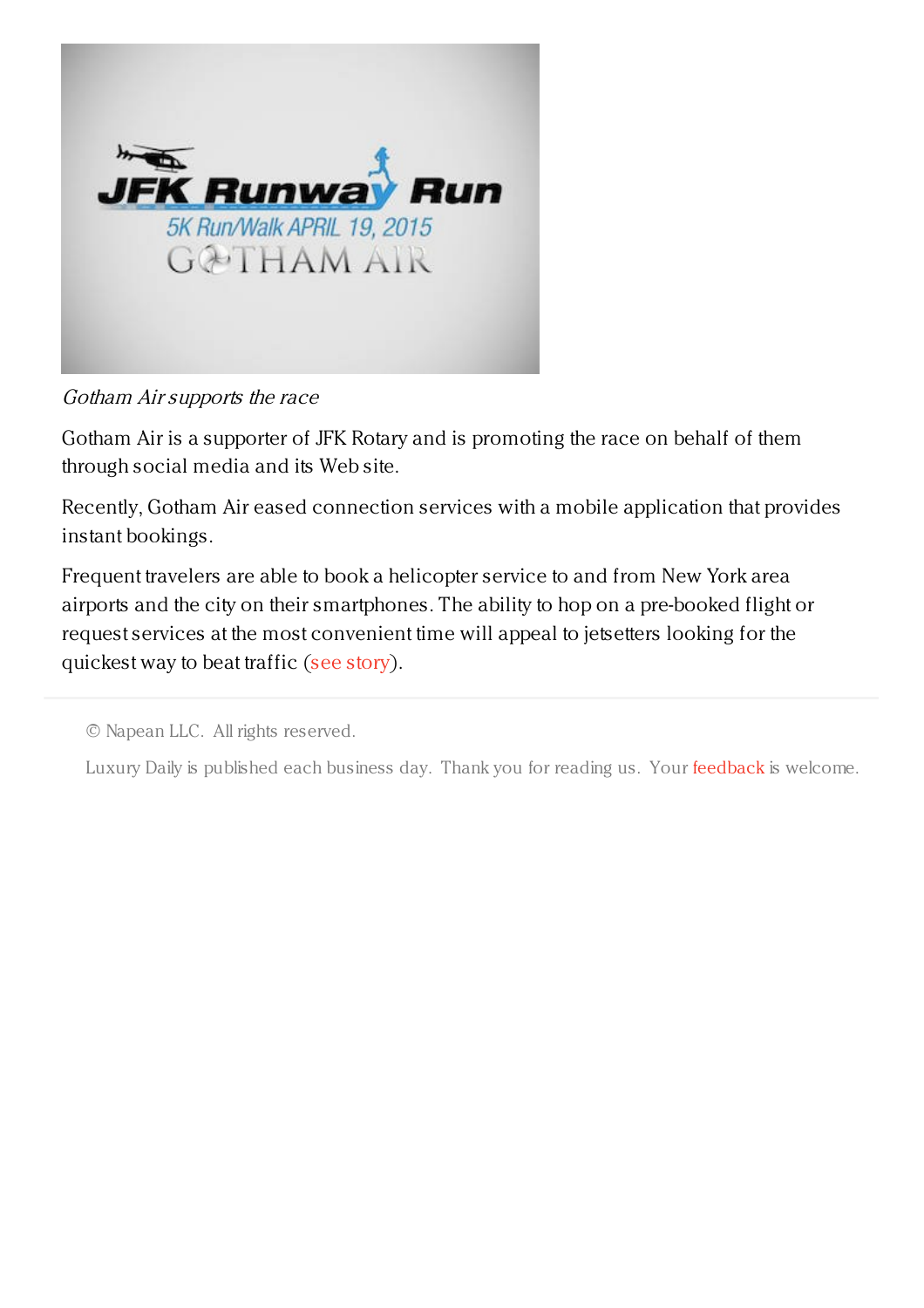*Gotham Air supports the race*

Gotham Air is a supporter of JFK Rotary and is promoting the race on behalf of them through social media and its Web site.

Recently, Gotham Air eased connection services with a mobile application that provides instant bookings.

Frequent travelers are able to book a helicopter service to and from New York area airports and the city on their smartphones. The ability to hop on a pre-booked flight or request services at the most convenient time will appeal to jetsetters looking for the quickest way to beat traffic (see story).

© Napean LLC. All rights reserved.

Luxury Daily is published each business day. Thank you for reading us. Your feedback is welcome.